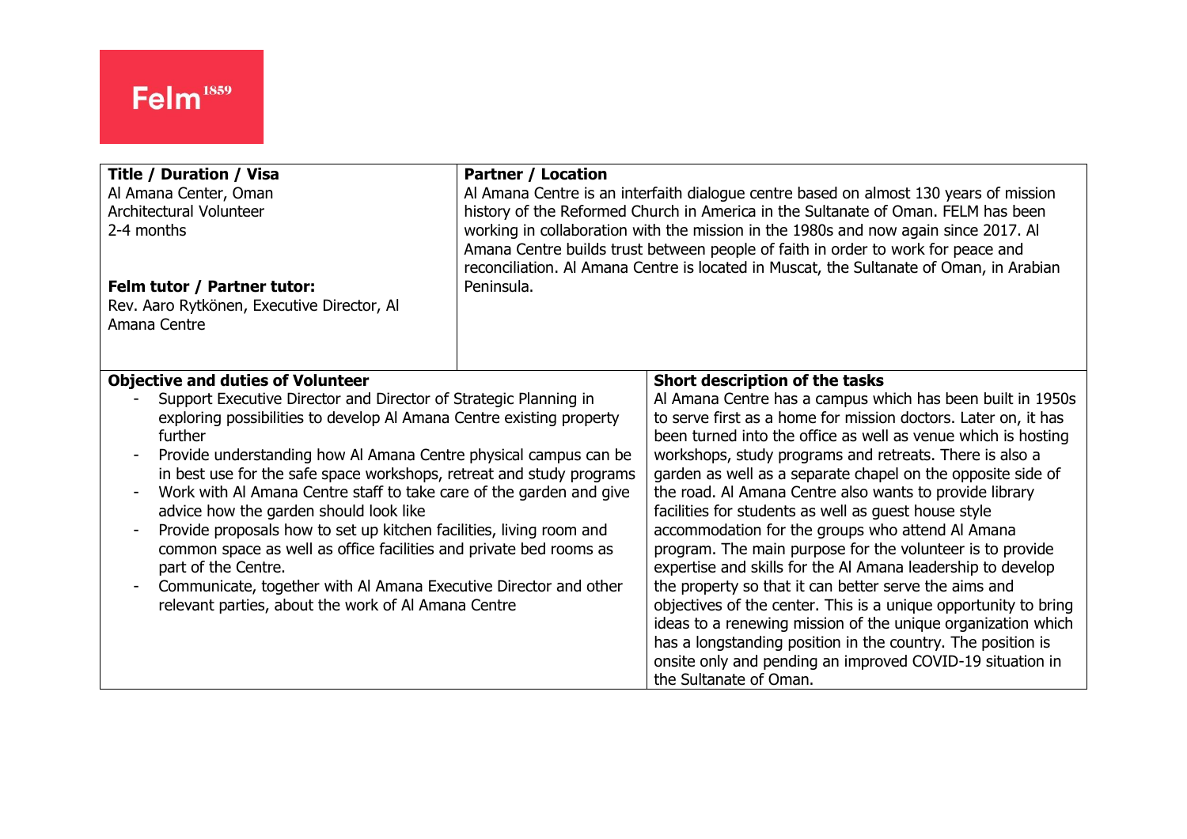Felm[1859]

| **Title / Duration / Visa**<br>Al Amana Center, Oman<br>Architectural Volunteer<br>2-4 months<br><br>**Felm tutor / Partner tutor:**<br>Rev. Aaro Rytkönen, Executive Director, Al Amana Centre | **Partner / Location**<br>Al Amana Centre is an interfaith dialogue centre based on almost 130 years of mission history of the Reformed Church in America in the Sultanate of Oman. FELM has been working in collaboration with the mission in the 1980s and now again since 2017. Al Amana Centre builds trust between people of faith in order to work for peace and reconciliation. Al Amana Centre is located in Muscat, the Sultanate of Oman, in Arabian Peninsula. |
|---|---|
| **Objective and duties of Volunteer**<br>- Support Executive Director and Director of Strategic Planning in exploring possibilities to develop Al Amana Centre existing property further<br>- Provide understanding how Al Amana Centre physical campus can be in best use for the safe space workshops, retreat and study programs<br>- Work with Al Amana Centre staff to take care of the garden and give advice how the garden should look like<br>- Provide proposals how to set up kitchen facilities, living room and common space as well as office facilities and private bed rooms as part of the Centre.<br>- Communicate, together with Al Amana Executive Director and other relevant parties, about the work of Al Amana Centre | **Short description of the tasks**<br>Al Amana Centre has a campus which has been built in 1950s to serve first as a home for mission doctors. Later on, it has been turned into the office as well as venue which is hosting workshops, study programs and retreats. There is also a garden as well as a separate chapel on the opposite side of the road. Al Amana Centre also wants to provide library facilities for students as well as guest house style accommodation for the groups who attend Al Amana program. The main purpose for the volunteer is to provide expertise and skills for the Al Amana leadership to develop the property so that it can better serve the aims and objectives of the center. This is a unique opportunity to bring ideas to a renewing mission of the unique organization which has a longstanding position in the country. The position is onsite only and pending an improved COVID-19 situation in the Sultanate of Oman. |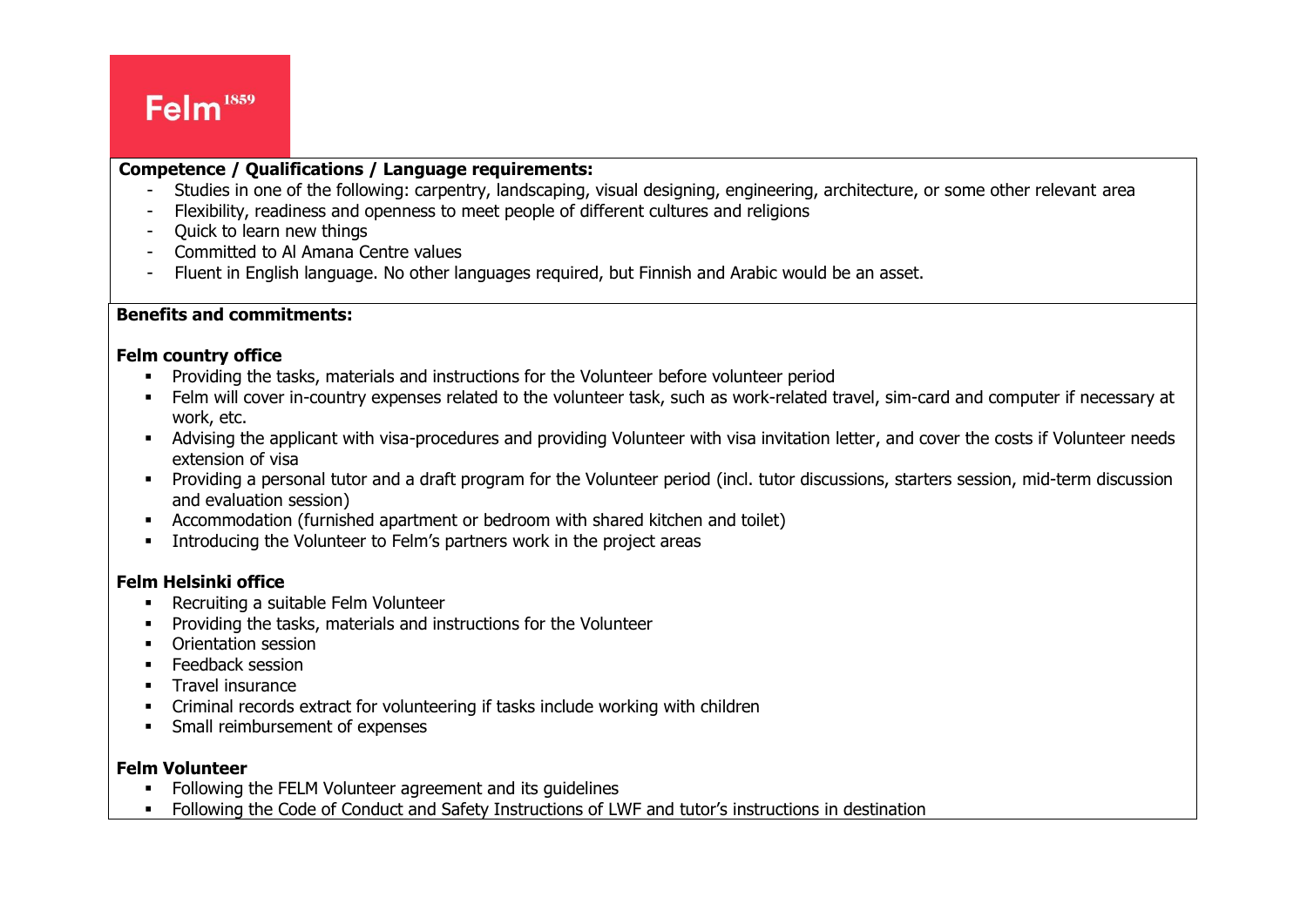**Competence / Qualifications / Language requirements:**

- Studies in one of the following: carpentry, landscaping, visual designing, engineering, architecture, or some other relevant area
- Flexibility, readiness and openness to meet people of different cultures and religions
- Quick to learn new things
- Committed to Al Amana Centre values
- Fluent in English language. No other languages required, but Finnish and Arabic would be an asset.

**Benefits and commitments:**

**Felm country office**

- Providing the tasks, materials and instructions for the Volunteer before volunteer period
- Felm will cover in-country expenses related to the volunteer task, such as work-related travel, sim-card and computer if necessary at work, etc.
- Advising the applicant with visa-procedures and providing Volunteer with visa invitation letter, and cover the costs if Volunteer needs extension of visa
- Providing a personal tutor and a draft program for the Volunteer period (incl. tutor discussions, starters session, mid-term discussion and evaluation session)
- Accommodation (furnished apartment or bedroom with shared kitchen and toilet)
- Introducing the Volunteer to Felm's partners work in the project areas

**Felm Helsinki office**

- Recruiting a suitable Felm Volunteer
- Providing the tasks, materials and instructions for the Volunteer
- Orientation session
- Feedback session
- Travel insurance
- Criminal records extract for volunteering if tasks include working with children
- Small reimbursement of expenses

**Felm Volunteer**

- Following the FELM Volunteer agreement and its guidelines
- Following the Code of Conduct and Safety Instructions of LWF and tutor's instructions in destination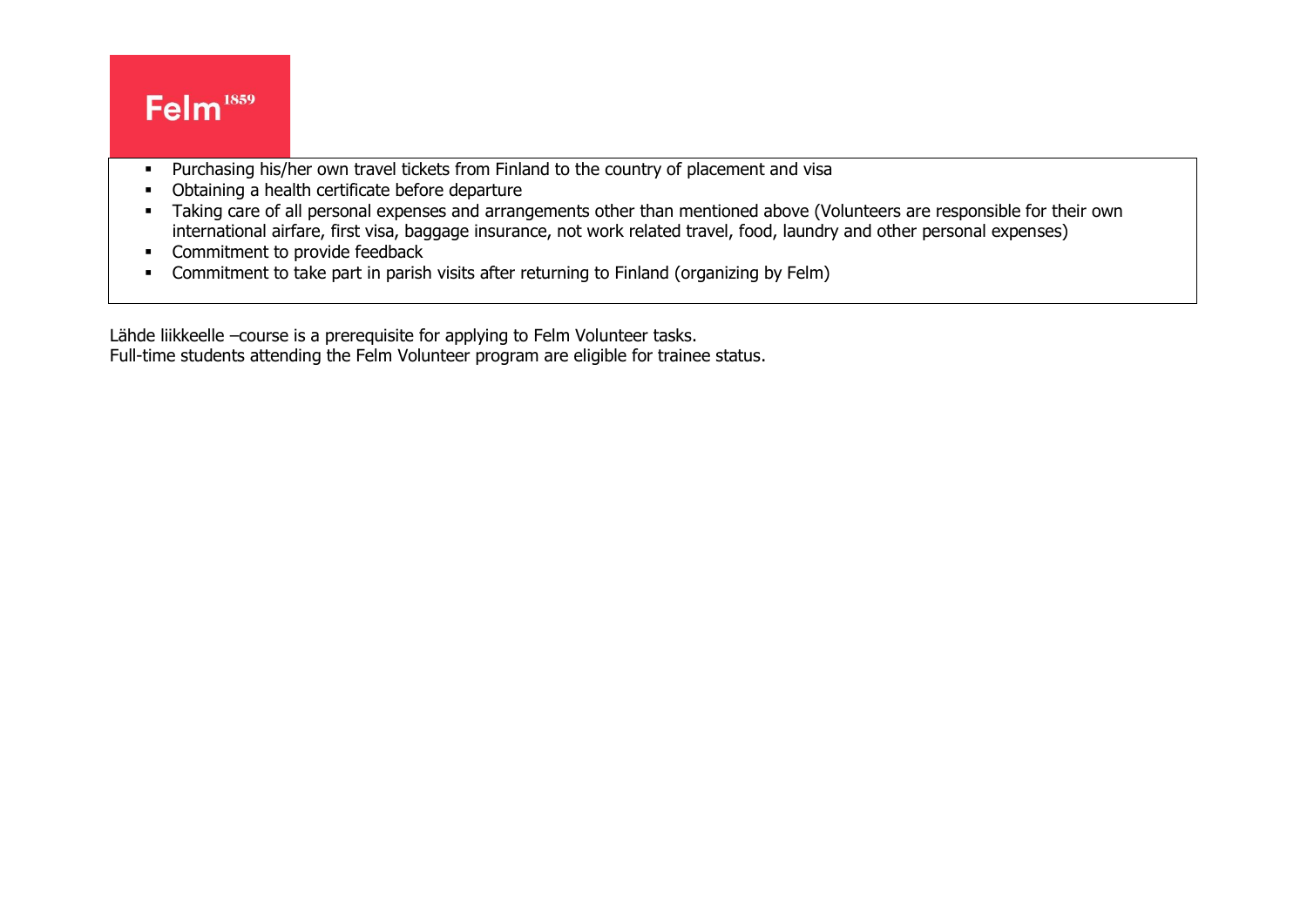- Purchasing his/her own travel tickets from Finland to the country of placement and visa
- Obtaining a health certificate before departure
- Taking care of all personal expenses and arrangements other than mentioned above (Volunteers are responsible for their own international airfare, first visa, baggage insurance, not work related travel, food, laundry and other personal expenses)
- Commitment to provide feedback
- Commitment to take part in parish visits after returning to Finland (organizing by Felm)

Lähde liikkeelle –course is a prerequisite for applying to Felm Volunteer tasks.
Full-time students attending the Felm Volunteer program are eligible for trainee status.